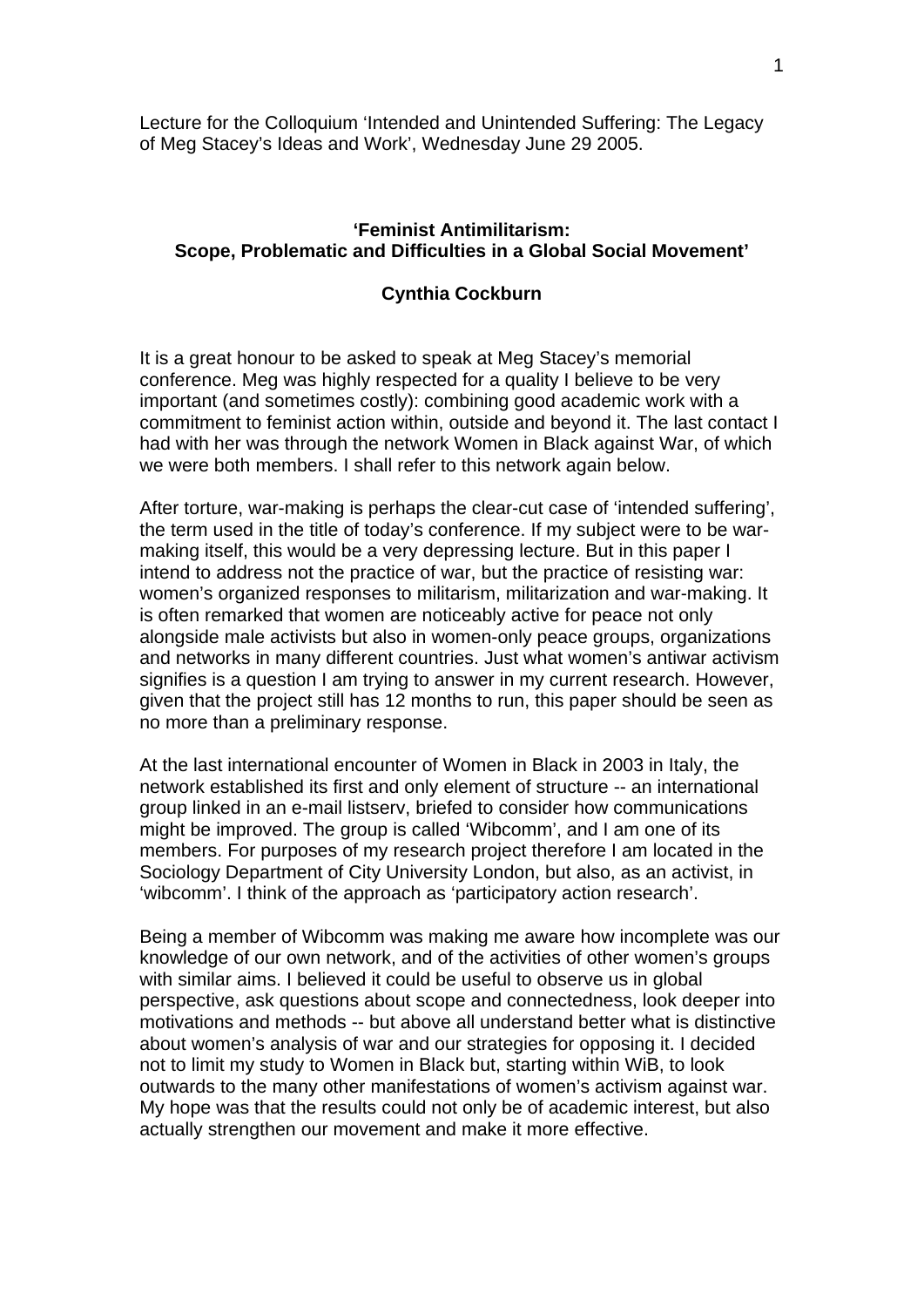Lecture for the Colloquium 'Intended and Unintended Suffering: The Legacy of Meg Stacey's Ideas and Work', Wednesday June 29 2005.

# 'Feminist Antimilitarism: Scope, Problematic and Difficulties in a Global Social Movement'

**Cynthia Cockburn**

It is a great honour to be asked to speak at Meg Stacey's memorial conference. Meg was highly respected for a quality I believe to be very important (and sometimes costly): combining good academic work with a commitment to feminist action within, outside and beyond it. The last contact I had with her was through the network Women in Black against War, of which we were both members. I shall refer to this network again below.

After torture, war-making is perhaps the clear-cut case of 'intended suffering', the term used in the title of today's conference. If my subject were to be war-making itself, this would be a very depressing lecture. But in this paper I intend to address not the practice of war, but the practice of resisting war: women's organized responses to militarism, militarization and war-making. It is often remarked that women are noticeably active for peace not only alongside male activists but also in women-only peace groups, organizations and networks in many different countries. Just what women's antiwar activism signifies is a question I am trying to answer in my current research. However, given that the project still has 12 months to run, this paper should be seen as no more than a preliminary response.

At the last international encounter of Women in Black in 2003 in Italy, the network established its first and only element of structure -- an international group linked in an e-mail listserv, briefed to consider how communications might be improved. The group is called 'Wibcomm', and I am one of its members. For purposes of my research project therefore I am located in the Sociology Department of City University London, but also, as an activist, in 'wibcomm'. I think of the approach as 'participatory action research'.

Being a member of Wibcomm was making me aware how incomplete was our knowledge of our own network, and of the activities of other women's groups with similar aims. I believed it could be useful to observe us in global perspective, ask questions about scope and connectedness, look deeper into motivations and methods -- but above all understand better what is distinctive about women's analysis of war and our strategies for opposing it. I decided not to limit my study to Women in Black but, starting within WiB, to look outwards to the many other manifestations of women's activism against war. My hope was that the results could not only be of academic interest, but also actually strengthen our movement and make it more effective.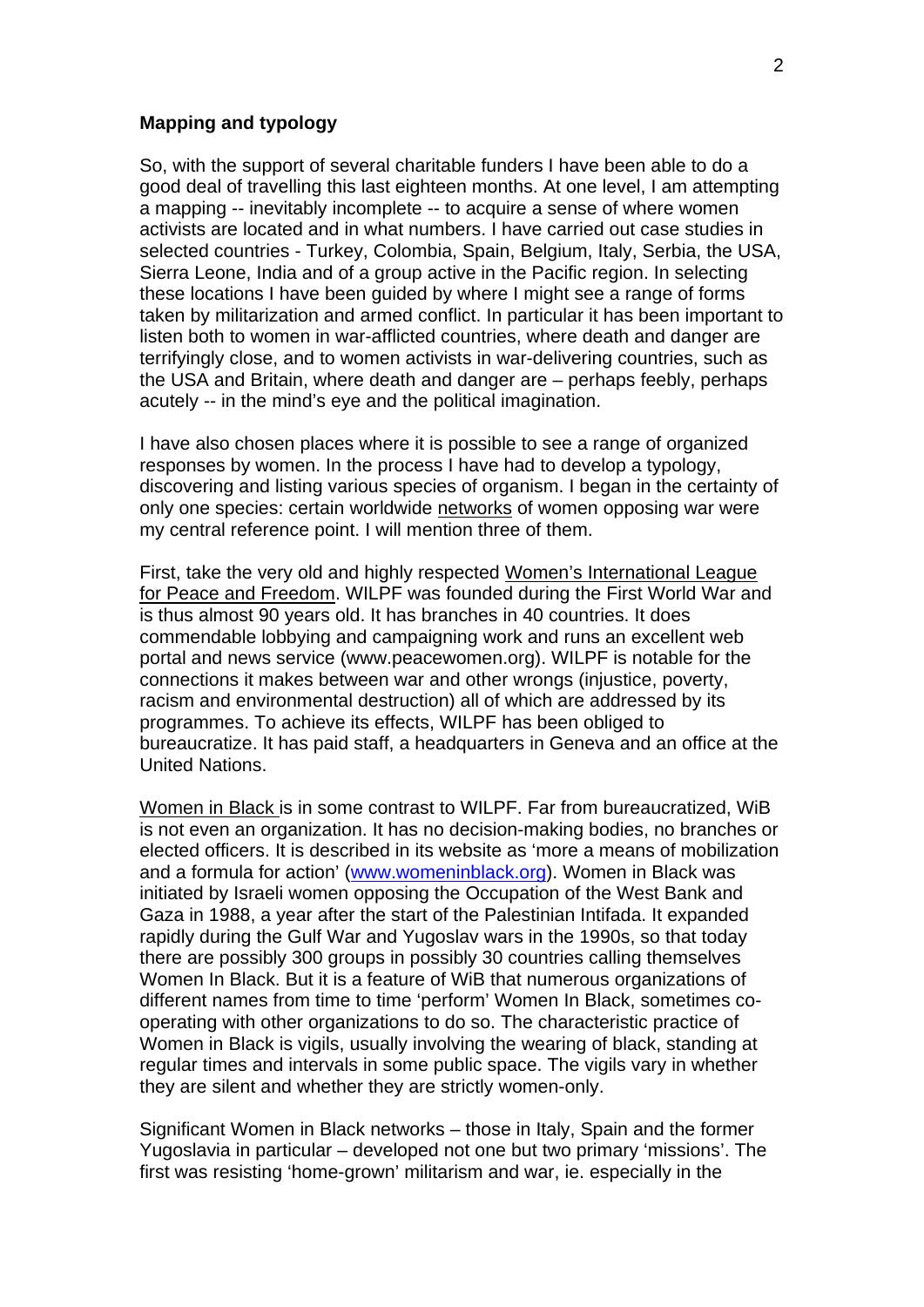## Mapping and typology

So, with the support of several charitable funders I have been able to do a good deal of travelling this last eighteen months. At one level, I am attempting a mapping -- inevitably incomplete -- to acquire a sense of where women activists are located and in what numbers. I have carried out case studies in selected countries - Turkey, Colombia, Spain, Belgium, Italy, Serbia, the USA, Sierra Leone, India and of a group active in the Pacific region. In selecting these locations I have been guided by where I might see a range of forms taken by militarization and armed conflict. In particular it has been important to listen both to women in war-afflicted countries, where death and danger are terrifyingly close, and to women activists in war-delivering countries, such as the USA and Britain, where death and danger are – perhaps feebly, perhaps acutely -- in the mind's eye and the political imagination.

I have also chosen places where it is possible to see a range of organized responses by women. In the process I have had to develop a typology, discovering and listing various species of organism. I began in the certainty of only one species: certain worldwide networks of women opposing war were my central reference point. I will mention three of them.

First, take the very old and highly respected Women's International League for Peace and Freedom. WILPF was founded during the First World War and is thus almost 90 years old. It has branches in 40 countries. It does commendable lobbying and campaigning work and runs an excellent web portal and news service (www.peacewomen.org). WILPF is notable for the connections it makes between war and other wrongs (injustice, poverty, racism and environmental destruction) all of which are addressed by its programmes. To achieve its effects, WILPF has been obliged to bureaucratize. It has paid staff, a headquarters in Geneva and an office at the United Nations.

Women in Black is in some contrast to WILPF. Far from bureaucratized, WiB is not even an organization. It has no decision-making bodies, no branches or elected officers. It is described in its website as 'more a means of mobilization and a formula for action' (www.womeninblack.org). Women in Black was initiated by Israeli women opposing the Occupation of the West Bank and Gaza in 1988, a year after the start of the Palestinian Intifada. It expanded rapidly during the Gulf War and Yugoslav wars in the 1990s, so that today there are possibly 300 groups in possibly 30 countries calling themselves Women In Black. But it is a feature of WiB that numerous organizations of different names from time to time 'perform' Women In Black, sometimes co-operating with other organizations to do so. The characteristic practice of Women in Black is vigils, usually involving the wearing of black, standing at regular times and intervals in some public space. The vigils vary in whether they are silent and whether they are strictly women-only.

Significant Women in Black networks – those in Italy, Spain and the former Yugoslavia in particular – developed not one but two primary 'missions'. The first was resisting 'home-grown' militarism and war, ie. especially in the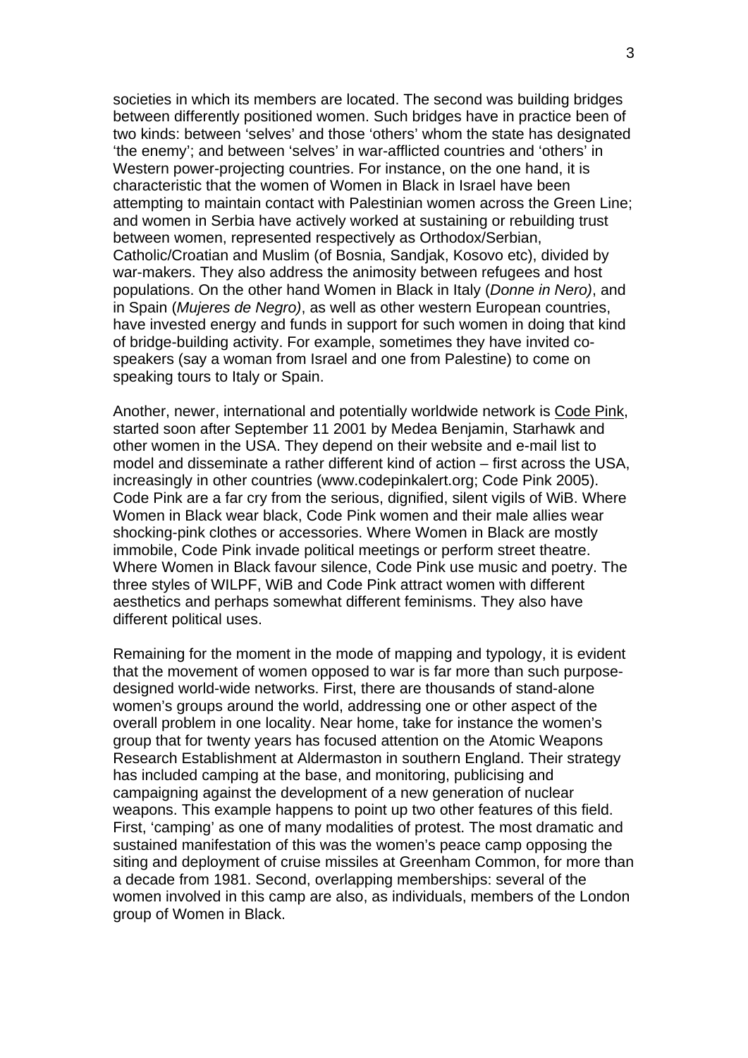societies in which its members are located. The second was building bridges between differently positioned women. Such bridges have in practice been of two kinds: between 'selves' and those 'others' whom the state has designated 'the enemy'; and between 'selves' in war-afflicted countries and 'others' in Western power-projecting countries. For instance, on the one hand, it is characteristic that the women of Women in Black in Israel have been attempting to maintain contact with Palestinian women across the Green Line; and women in Serbia have actively worked at sustaining or rebuilding trust between women, represented respectively as Orthodox/Serbian, Catholic/Croatian and Muslim (of Bosnia, Sandjak, Kosovo etc), divided by war-makers. They also address the animosity between refugees and host populations. On the other hand Women in Black in Italy (*Donne in Nero)*, and in Spain (*Mujeres de Negro)*, as well as other western European countries, have invested energy and funds in support for such women in doing that kind of bridge-building activity. For example, sometimes they have invited co-speakers (say a woman from Israel and one from Palestine) to come on speaking tours to Italy or Spain.

Another, newer, international and potentially worldwide network is Code Pink, started soon after September 11 2001 by Medea Benjamin, Starhawk and other women in the USA. They depend on their website and e-mail list to model and disseminate a rather different kind of action – first across the USA, increasingly in other countries (www.codepinkalert.org; Code Pink 2005). Code Pink are a far cry from the serious, dignified, silent vigils of WiB. Where Women in Black wear black, Code Pink women and their male allies wear shocking-pink clothes or accessories. Where Women in Black are mostly immobile, Code Pink invade political meetings or perform street theatre. Where Women in Black favour silence, Code Pink use music and poetry. The three styles of WILPF, WiB and Code Pink attract women with different aesthetics and perhaps somewhat different feminisms. They also have different political uses.

Remaining for the moment in the mode of mapping and typology, it is evident that the movement of women opposed to war is far more than such purpose-designed world-wide networks. First, there are thousands of stand-alone women's groups around the world, addressing one or other aspect of the overall problem in one locality. Near home, take for instance the women's group that for twenty years has focused attention on the Atomic Weapons Research Establishment at Aldermaston in southern England. Their strategy has included camping at the base, and monitoring, publicising and campaigning against the development of a new generation of nuclear weapons. This example happens to point up two other features of this field. First, 'camping' as one of many modalities of protest. The most dramatic and sustained manifestation of this was the women's peace camp opposing the siting and deployment of cruise missiles at Greenham Common, for more than a decade from 1981. Second, overlapping memberships: several of the women involved in this camp are also, as individuals, members of the London group of Women in Black.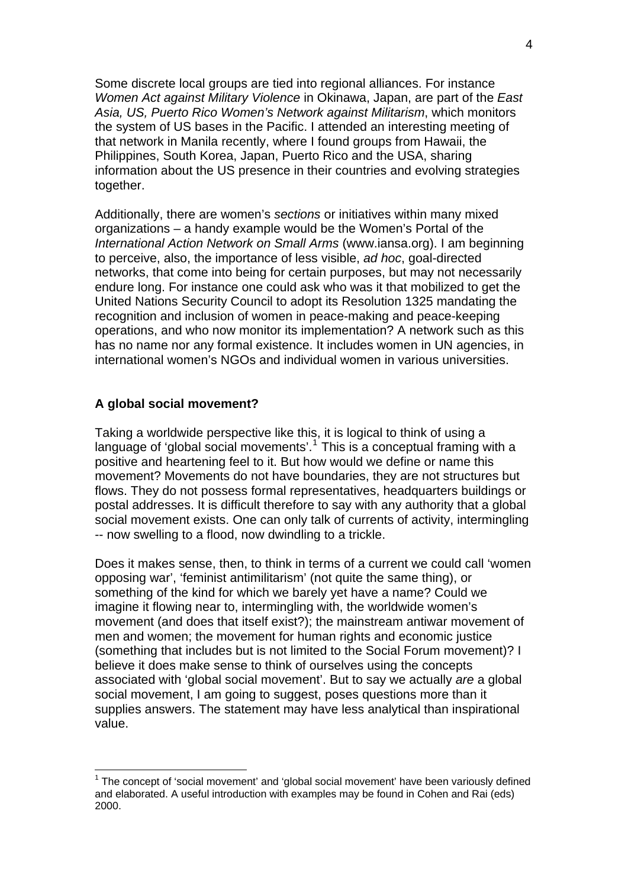Some discrete local groups are tied into regional alliances. For instance *Women Act against Military Violence* in Okinawa, Japan, are part of the *East Asia, US, Puerto Rico Women's Network against Militarism*, which monitors the system of US bases in the Pacific. I attended an interesting meeting of that network in Manila recently, where I found groups from Hawaii, the Philippines, South Korea, Japan, Puerto Rico and the USA, sharing information about the US presence in their countries and evolving strategies together.

Additionally, there are women's *sections* or initiatives within many mixed organizations – a handy example would be the Women's Portal of the *International Action Network on Small Arms* (www.iansa.org). I am beginning to perceive, also, the importance of less visible, *ad hoc*, goal-directed networks, that come into being for certain purposes, but may not necessarily endure long. For instance one could ask who was it that mobilized to get the United Nations Security Council to adopt its Resolution 1325 mandating the recognition and inclusion of women in peace-making and peace-keeping operations, and who now monitor its implementation? A network such as this has no name nor any formal existence. It includes women in UN agencies, in international women's NGOs and individual women in various universities.

### A global social movement?

Taking a worldwide perspective like this, it is logical to think of using a language of 'global social movements'.[1] This is a conceptual framing with a positive and heartening feel to it. But how would we define or name this movement? Movements do not have boundaries, they are not structures but flows. They do not possess formal representatives, headquarters buildings or postal addresses. It is difficult therefore to say with any authority that a global social movement exists. One can only talk of currents of activity, intermingling -- now swelling to a flood, now dwindling to a trickle.

Does it makes sense, then, to think in terms of a current we could call 'women opposing war', 'feminist antimilitarism' (not quite the same thing), or something of the kind for which we barely yet have a name? Could we imagine it flowing near to, intermingling with, the worldwide women's movement (and does that itself exist?); the mainstream antiwar movement of men and women; the movement for human rights and economic justice (something that includes but is not limited to the Social Forum movement)? I believe it does make sense to think of ourselves using the concepts associated with 'global social movement'. But to say we actually *are* a global social movement, I am going to suggest, poses questions more than it supplies answers. The statement may have less analytical than inspirational value.

---

[1] The concept of 'social movement' and 'global social movement' have been variously defined and elaborated. A useful introduction with examples may be found in Cohen and Rai (eds) 2000.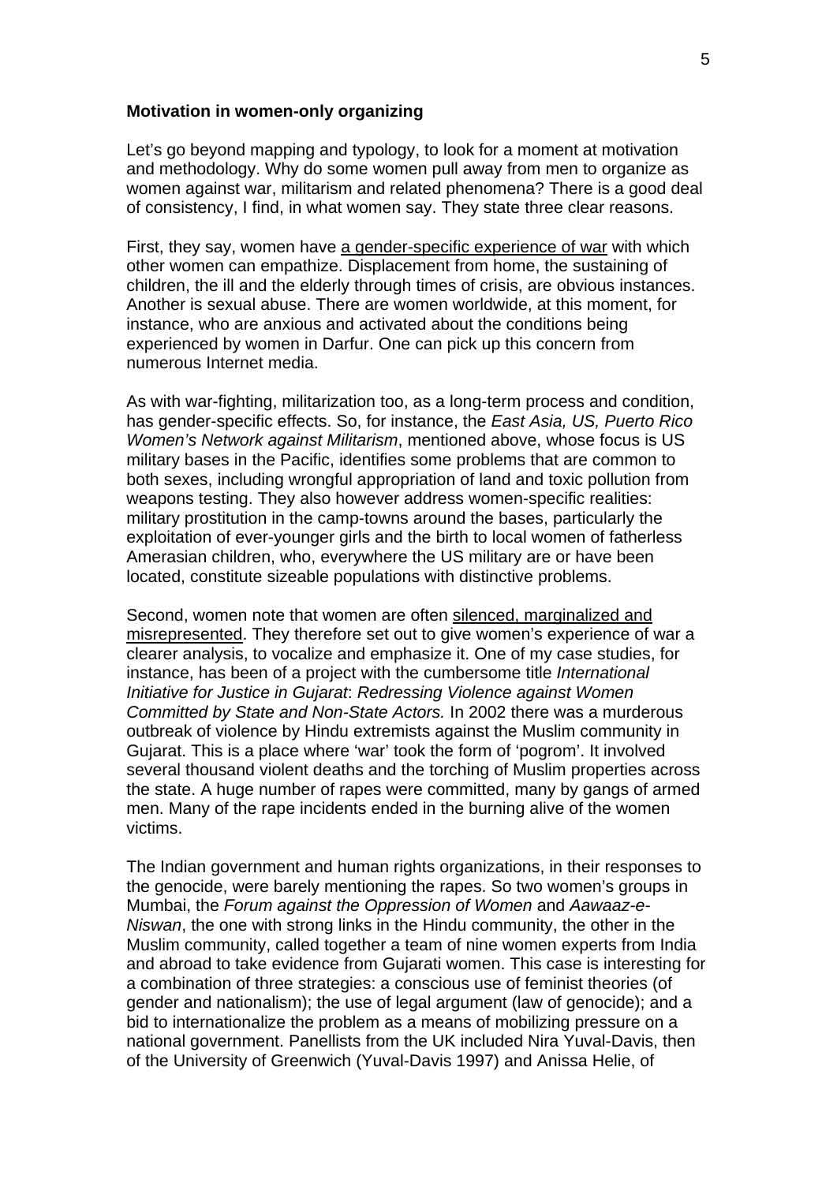**Motivation in women-only organizing**

Let's go beyond mapping and typology, to look for a moment at motivation and methodology. Why do some women pull away from men to organize as women against war, militarism and related phenomena? There is a good deal of consistency, I find, in what women say. They state three clear reasons.

First, they say, women have <u>a gender-specific experience of war</u> with which other women can empathize. Displacement from home, the sustaining of children, the ill and the elderly through times of crisis, are obvious instances. Another is sexual abuse. There are women worldwide, at this moment, for instance, who are anxious and activated about the conditions being experienced by women in Darfur. One can pick up this concern from numerous Internet media.

As with war-fighting, militarization too, as a long-term process and condition, has gender-specific effects. So, for instance, the *East Asia, US, Puerto Rico Women's Network against Militarism*, mentioned above, whose focus is US military bases in the Pacific, identifies some problems that are common to both sexes, including wrongful appropriation of land and toxic pollution from weapons testing. They also however address women-specific realities: military prostitution in the camp-towns around the bases, particularly the exploitation of ever-younger girls and the birth to local women of fatherless Amerasian children, who, everywhere the US military are or have been located, constitute sizeable populations with distinctive problems.

Second, women note that women are often <u>silenced, marginalized and misrepresented</u>. They therefore set out to give women's experience of war a clearer analysis, to vocalize and emphasize it. One of my case studies, for instance, has been of a project with the cumbersome title *International Initiative for Justice in Gujarat*: *Redressing Violence against Women Committed by State and Non-State Actors.* In 2002 there was a murderous outbreak of violence by Hindu extremists against the Muslim community in Gujarat. This is a place where 'war' took the form of 'pogrom'. It involved several thousand violent deaths and the torching of Muslim properties across the state. A huge number of rapes were committed, many by gangs of armed men. Many of the rape incidents ended in the burning alive of the women victims.

The Indian government and human rights organizations, in their responses to the genocide, were barely mentioning the rapes. So two women's groups in Mumbai, the *Forum against the Oppression of Women* and *Aawaaz-e-Niswan*, the one with strong links in the Hindu community, the other in the Muslim community, called together a team of nine women experts from India and abroad to take evidence from Gujarati women. This case is interesting for a combination of three strategies: a conscious use of feminist theories (of gender and nationalism); the use of legal argument (law of genocide); and a bid to internationalize the problem as a means of mobilizing pressure on a national government. Panellists from the UK included Nira Yuval-Davis, then of the University of Greenwich (Yuval-Davis 1997) and Anissa Helie, of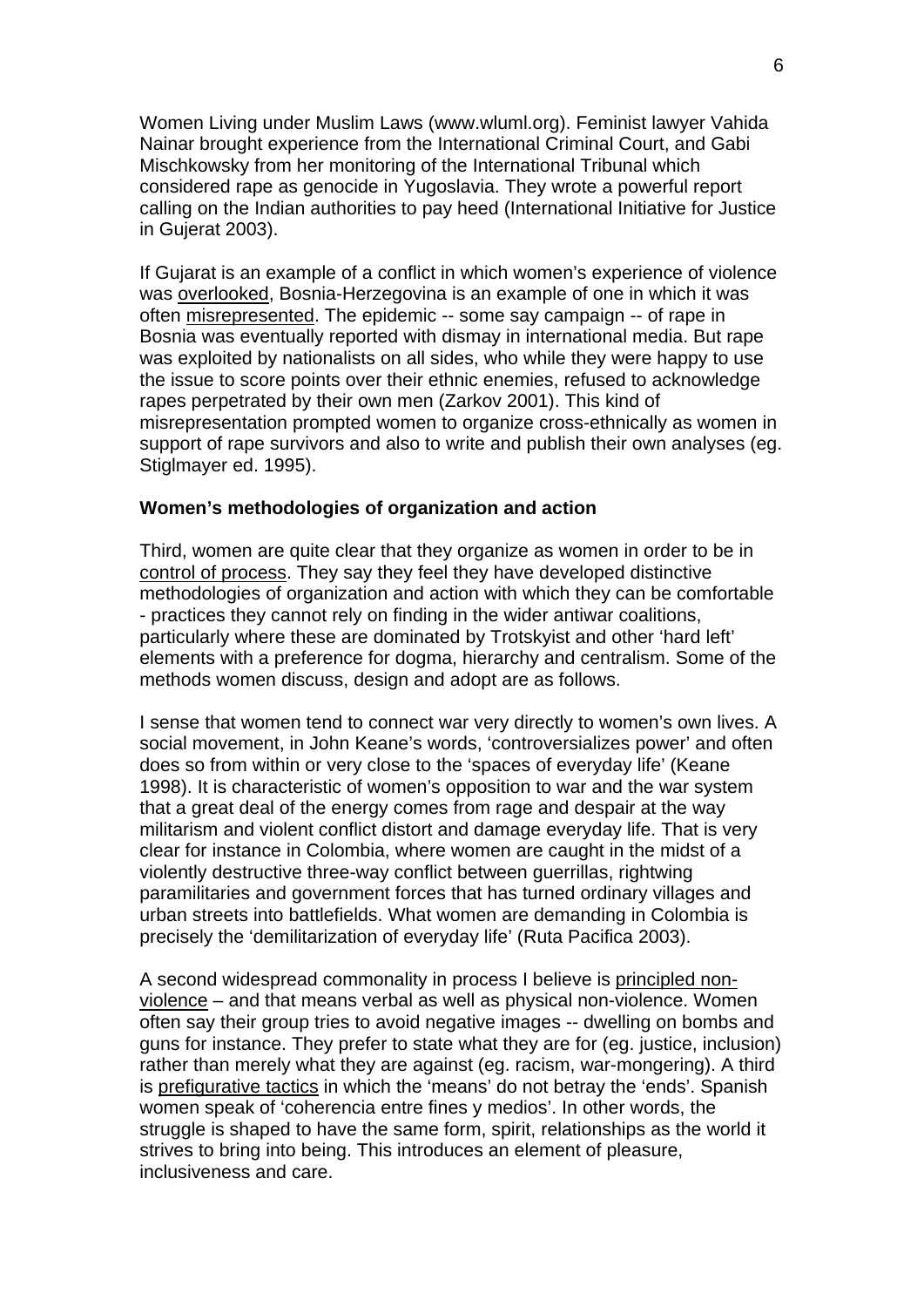Women Living under Muslim Laws (www.wluml.org). Feminist lawyer Vahida Nainar brought experience from the International Criminal Court, and Gabi Mischkowsky from her monitoring of the International Tribunal which considered rape as genocide in Yugoslavia. They wrote a powerful report calling on the Indian authorities to pay heed (International Initiative for Justice in Gujerat 2003).

If Gujarat is an example of a conflict in which women's experience of violence was <u>overlooked</u>, Bosnia-Herzegovina is an example of one in which it was often <u>misrepresented</u>. The epidemic -- some say campaign -- of rape in Bosnia was eventually reported with dismay in international media. But rape was exploited by nationalists on all sides, who while they were happy to use the issue to score points over their ethnic enemies, refused to acknowledge rapes perpetrated by their own men (Zarkov 2001). This kind of misrepresentation prompted women to organize cross-ethnically as women in support of rape survivors and also to write and publish their own analyses (eg. Stiglmayer ed. 1995).

**Women's methodologies of organization and action**

Third, women are quite clear that they organize as women in order to be in <u>control of process</u>. They say they feel they have developed distinctive methodologies of organization and action with which they can be comfortable - practices they cannot rely on finding in the wider antiwar coalitions, particularly where these are dominated by Trotskyist and other 'hard left' elements with a preference for dogma, hierarchy and centralism. Some of the methods women discuss, design and adopt are as follows.

I sense that women tend to connect war very directly to women's own lives. A social movement, in John Keane's words, 'controversializes power' and often does so from within or very close to the 'spaces of everyday life' (Keane 1998). It is characteristic of women's opposition to war and the war system that a great deal of the energy comes from rage and despair at the way militarism and violent conflict distort and damage everyday life. That is very clear for instance in Colombia, where women are caught in the midst of a violently destructive three-way conflict between guerrillas, rightwing paramilitaries and government forces that has turned ordinary villages and urban streets into battlefields. What women are demanding in Colombia is precisely the 'demilitarization of everyday life' (Ruta Pacifica 2003).

A second widespread commonality in process I believe is <u>principled non-violence</u> – and that means verbal as well as physical non-violence. Women often say their group tries to avoid negative images -- dwelling on bombs and guns for instance. They prefer to state what they are for (eg. justice, inclusion) rather than merely what they are against (eg. racism, war-mongering). A third is <u>prefigurative tactics</u> in which the 'means' do not betray the 'ends'. Spanish women speak of 'coherencia entre fines y medios'. In other words, the struggle is shaped to have the same form, spirit, relationships as the world it strives to bring into being. This introduces an element of pleasure, inclusiveness and care.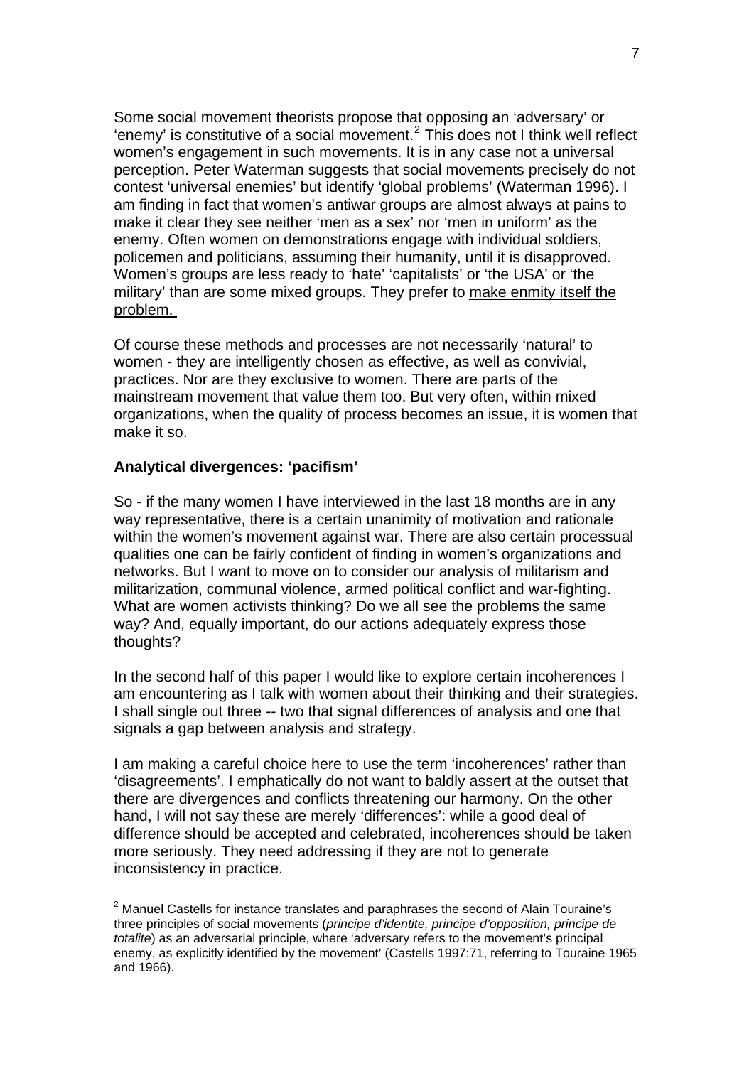Some social movement theorists propose that opposing an 'adversary' or 'enemy' is constitutive of a social movement.[2] This does not I think well reflect women's engagement in such movements. It is in any case not a universal perception. Peter Waterman suggests that social movements precisely do not contest 'universal enemies' but identify 'global problems' (Waterman 1996). I am finding in fact that women's antiwar groups are almost always at pains to make it clear they see neither 'men as a sex' nor 'men in uniform' as the enemy. Often women on demonstrations engage with individual soldiers, policemen and politicians, assuming their humanity, until it is disapproved. Women's groups are less ready to 'hate' 'capitalists' or 'the USA' or 'the military' than are some mixed groups. They prefer to <u>make enmity itself the problem.</u>

Of course these methods and processes are not necessarily 'natural' to women - they are intelligently chosen as effective, as well as convivial, practices. Nor are they exclusive to women. There are parts of the mainstream movement that value them too. But very often, within mixed organizations, when the quality of process becomes an issue, it is women that make it so.

**Analytical divergences: 'pacifism'**

So - if the many women I have interviewed in the last 18 months are in any way representative, there is a certain unanimity of motivation and rationale within the women's movement against war. There are also certain processual qualities one can be fairly confident of finding in women's organizations and networks. But I want to move on to consider our analysis of militarism and militarization, communal violence, armed political conflict and war-fighting. What are women activists thinking? Do we all see the problems the same way? And, equally important, do our actions adequately express those thoughts?

In the second half of this paper I would like to explore certain incoherences I am encountering as I talk with women about their thinking and their strategies. I shall single out three -- two that signal differences of analysis and one that signals a gap between analysis and strategy.

I am making a careful choice here to use the term 'incoherences' rather than 'disagreements'. I emphatically do not want to baldly assert at the outset that there are divergences and conflicts threatening our harmony. On the other hand, I will not say these are merely 'differences': while a good deal of difference should be accepted and celebrated, incoherences should be taken more seriously. They need addressing if they are not to generate inconsistency in practice.

---

[2] Manuel Castells for instance translates and paraphrases the second of Alain Touraine's three principles of social movements (*principe d'identite, principe d'opposition, principe de totalite*) as an adversarial principle, where 'adversary refers to the movement's principal enemy, as explicitly identified by the movement' (Castells 1997:71, referring to Touraine 1965 and 1966).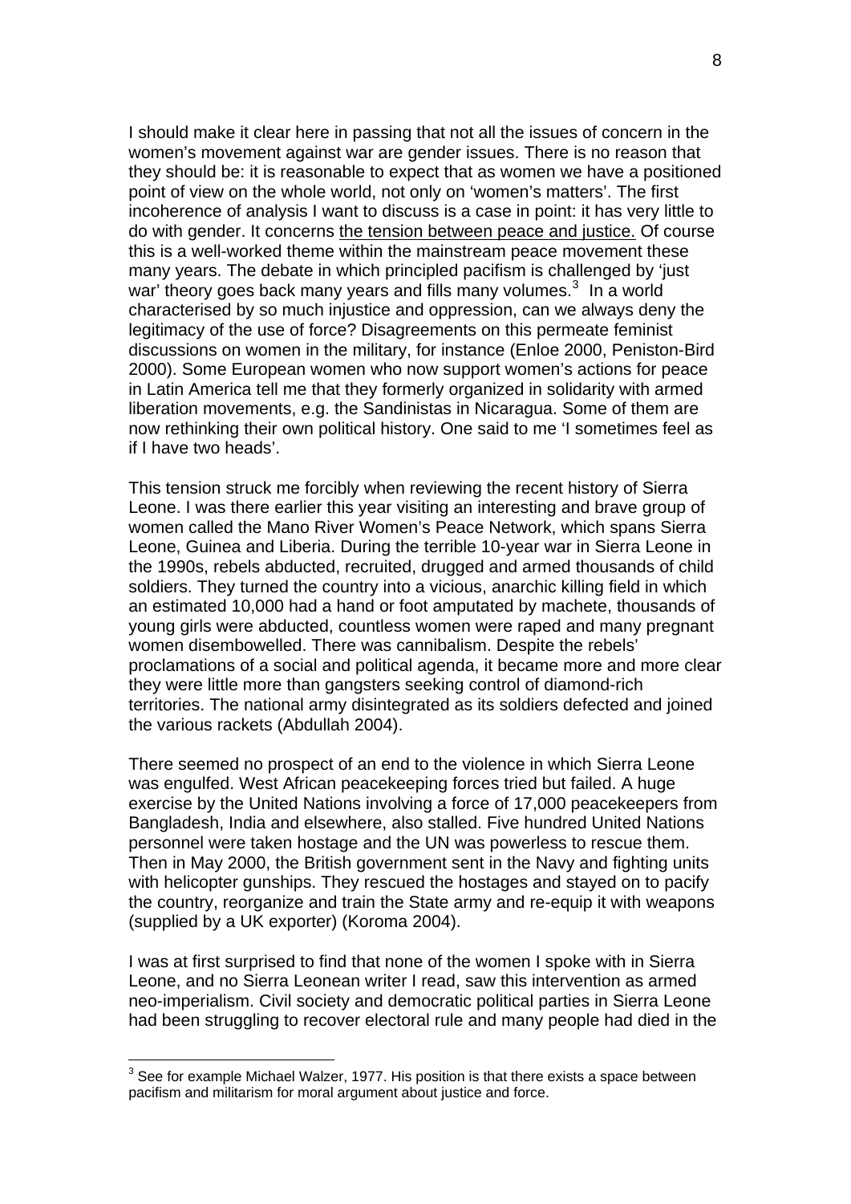I should make it clear here in passing that not all the issues of concern in the women's movement against war are gender issues. There is no reason that they should be: it is reasonable to expect that as women we have a positioned point of view on the whole world, not only on 'women's matters'. The first incoherence of analysis I want to discuss is a case in point: it has very little to do with gender. It concerns <u>the tension between peace and justice.</u> Of course this is a well-worked theme within the mainstream peace movement these many years. The debate in which principled pacifism is challenged by 'just war' theory goes back many years and fills many volumes.[3] In a world characterised by so much injustice and oppression, can we always deny the legitimacy of the use of force? Disagreements on this permeate feminist discussions on women in the military, for instance (Enloe 2000, Peniston-Bird 2000). Some European women who now support women's actions for peace in Latin America tell me that they formerly organized in solidarity with armed liberation movements, e.g. the Sandinistas in Nicaragua. Some of them are now rethinking their own political history. One said to me 'I sometimes feel as if I have two heads'.

This tension struck me forcibly when reviewing the recent history of Sierra Leone. I was there earlier this year visiting an interesting and brave group of women called the Mano River Women's Peace Network, which spans Sierra Leone, Guinea and Liberia. During the terrible 10-year war in Sierra Leone in the 1990s, rebels abducted, recruited, drugged and armed thousands of child soldiers. They turned the country into a vicious, anarchic killing field in which an estimated 10,000 had a hand or foot amputated by machete, thousands of young girls were abducted, countless women were raped and many pregnant women disembowelled. There was cannibalism. Despite the rebels' proclamations of a social and political agenda, it became more and more clear they were little more than gangsters seeking control of diamond-rich territories. The national army disintegrated as its soldiers defected and joined the various rackets (Abdullah 2004).

There seemed no prospect of an end to the violence in which Sierra Leone was engulfed. West African peacekeeping forces tried but failed. A huge exercise by the United Nations involving a force of 17,000 peacekeepers from Bangladesh, India and elsewhere, also stalled. Five hundred United Nations personnel were taken hostage and the UN was powerless to rescue them. Then in May 2000, the British government sent in the Navy and fighting units with helicopter gunships. They rescued the hostages and stayed on to pacify the country, reorganize and train the State army and re-equip it with weapons (supplied by a UK exporter) (Koroma 2004).

I was at first surprised to find that none of the women I spoke with in Sierra Leone, and no Sierra Leonean writer I read, saw this intervention as armed neo-imperialism. Civil society and democratic political parties in Sierra Leone had been struggling to recover electoral rule and many people had died in the

---

[3] See for example Michael Walzer, 1977. His position is that there exists a space between pacifism and militarism for moral argument about justice and force.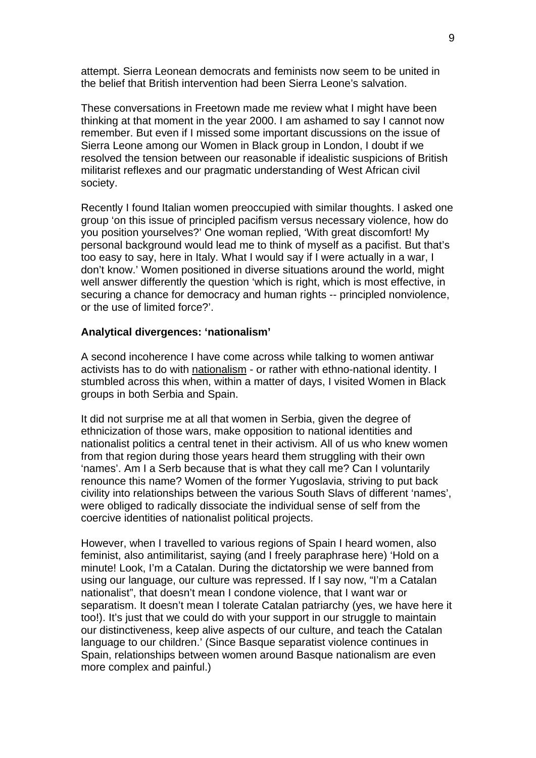attempt. Sierra Leonean democrats and feminists now seem to be united in the belief that British intervention had been Sierra Leone's salvation.

These conversations in Freetown made me review what I might have been thinking at that moment in the year 2000. I am ashamed to say I cannot now remember. But even if I missed some important discussions on the issue of Sierra Leone among our Women in Black group in London, I doubt if we resolved the tension between our reasonable if idealistic suspicions of British militarist reflexes and our pragmatic understanding of West African civil society.

Recently I found Italian women preoccupied with similar thoughts. I asked one group 'on this issue of principled pacifism versus necessary violence, how do you position yourselves?' One woman replied, 'With great discomfort! My personal background would lead me to think of myself as a pacifist. But that's too easy to say, here in Italy. What I would say if I were actually in a war, I don't know.' Women positioned in diverse situations around the world, might well answer differently the question 'which is right, which is most effective, in securing a chance for democracy and human rights -- principled nonviolence, or the use of limited force?'.

**Analytical divergences: 'nationalism'**

A second incoherence I have come across while talking to women antiwar activists has to do with nationalism - or rather with ethno-national identity. I stumbled across this when, within a matter of days, I visited Women in Black groups in both Serbia and Spain.

It did not surprise me at all that women in Serbia, given the degree of ethnicization of those wars, make opposition to national identities and nationalist politics a central tenet in their activism. All of us who knew women from that region during those years heard them struggling with their own 'names'. Am I a Serb because that is what they call me? Can I voluntarily renounce this name? Women of the former Yugoslavia, striving to put back civility into relationships between the various South Slavs of different 'names', were obliged to radically dissociate the individual sense of self from the coercive identities of nationalist political projects.

However, when I travelled to various regions of Spain I heard women, also feminist, also antimilitarist, saying (and I freely paraphrase here) 'Hold on a minute! Look, I'm a Catalan. During the dictatorship we were banned from using our language, our culture was repressed. If I say now, "I'm a Catalan nationalist", that doesn't mean I condone violence, that I want war or separatism. It doesn't mean I tolerate Catalan patriarchy (yes, we have here it too!). It's just that we could do with your support in our struggle to maintain our distinctiveness, keep alive aspects of our culture, and teach the Catalan language to our children.' (Since Basque separatist violence continues in Spain, relationships between women around Basque nationalism are even more complex and painful.)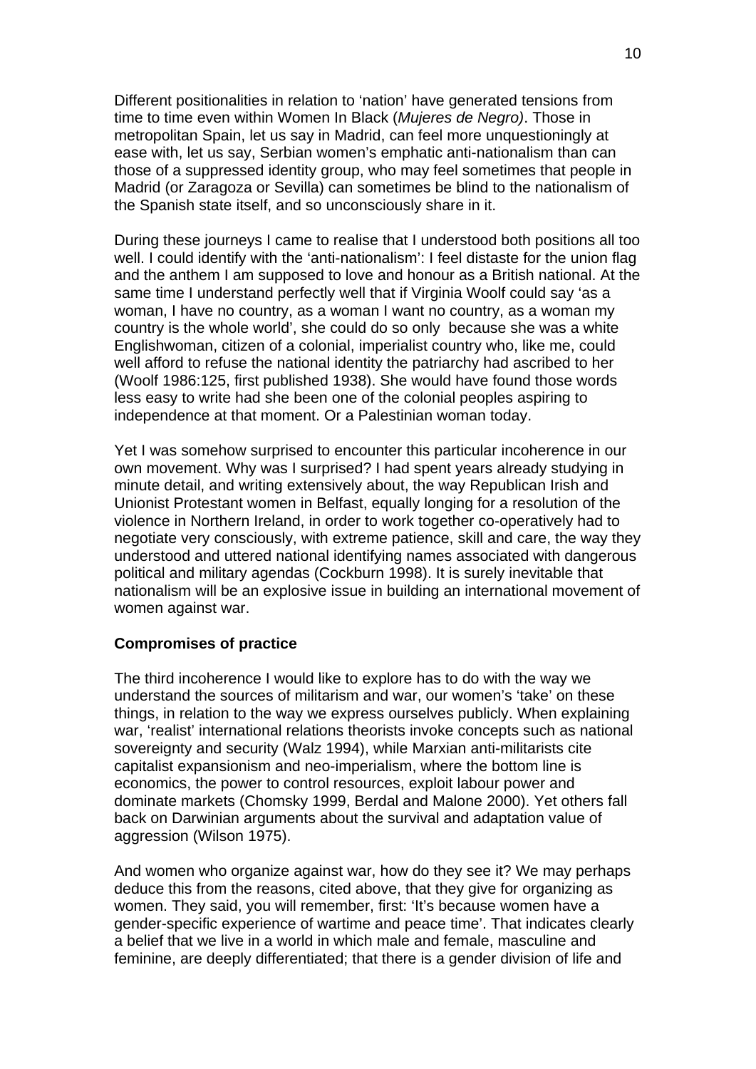Different positionalities in relation to 'nation' have generated tensions from time to time even within Women In Black (*Mujeres de Negro)*. Those in metropolitan Spain, let us say in Madrid, can feel more unquestioningly at ease with, let us say, Serbian women's emphatic anti-nationalism than can those of a suppressed identity group, who may feel sometimes that people in Madrid (or Zaragoza or Sevilla) can sometimes be blind to the nationalism of the Spanish state itself, and so unconsciously share in it.

During these journeys I came to realise that I understood both positions all too well. I could identify with the 'anti-nationalism': I feel distaste for the union flag and the anthem I am supposed to love and honour as a British national. At the same time I understand perfectly well that if Virginia Woolf could say 'as a woman, I have no country, as a woman I want no country, as a woman my country is the whole world', she could do so only because she was a white Englishwoman, citizen of a colonial, imperialist country who, like me, could well afford to refuse the national identity the patriarchy had ascribed to her (Woolf 1986:125, first published 1938). She would have found those words less easy to write had she been one of the colonial peoples aspiring to independence at that moment. Or a Palestinian woman today.

Yet I was somehow surprised to encounter this particular incoherence in our own movement. Why was I surprised? I had spent years already studying in minute detail, and writing extensively about, the way Republican Irish and Unionist Protestant women in Belfast, equally longing for a resolution of the violence in Northern Ireland, in order to work together co-operatively had to negotiate very consciously, with extreme patience, skill and care, the way they understood and uttered national identifying names associated with dangerous political and military agendas (Cockburn 1998). It is surely inevitable that nationalism will be an explosive issue in building an international movement of women against war.

**Compromises of practice**

The third incoherence I would like to explore has to do with the way we understand the sources of militarism and war, our women's 'take' on these things, in relation to the way we express ourselves publicly. When explaining war, 'realist' international relations theorists invoke concepts such as national sovereignty and security (Walz 1994), while Marxian anti-militarists cite capitalist expansionism and neo-imperialism, where the bottom line is economics, the power to control resources, exploit labour power and dominate markets (Chomsky 1999, Berdal and Malone 2000). Yet others fall back on Darwinian arguments about the survival and adaptation value of aggression (Wilson 1975).

And women who organize against war, how do they see it? We may perhaps deduce this from the reasons, cited above, that they give for organizing as women. They said, you will remember, first: 'It's because women have a gender-specific experience of wartime and peace time'. That indicates clearly a belief that we live in a world in which male and female, masculine and feminine, are deeply differentiated; that there is a gender division of life and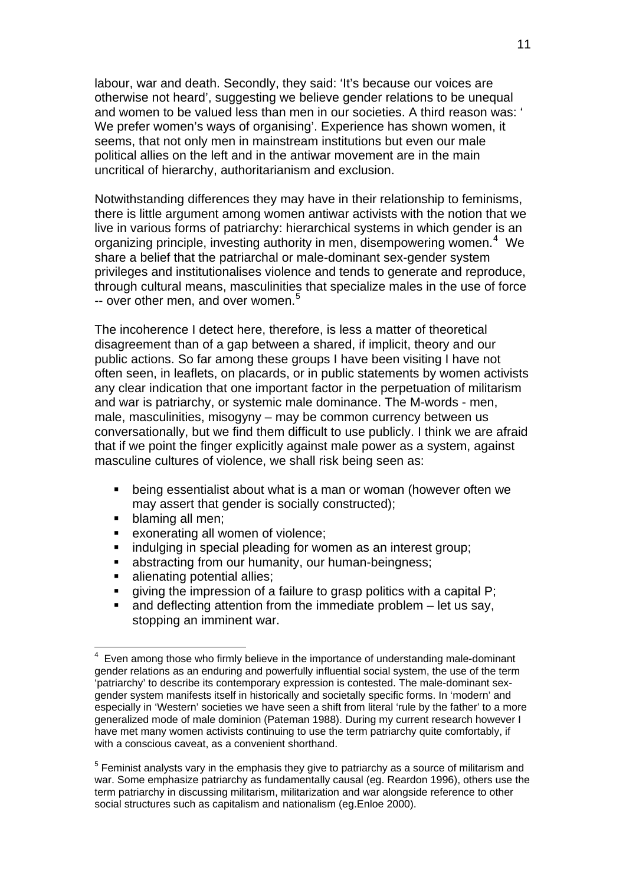labour, war and death. Secondly, they said: 'It's because our voices are otherwise not heard', suggesting we believe gender relations to be unequal and women to be valued less than men in our societies. A third reason was: ' We prefer women's ways of organising'. Experience has shown women, it seems, that not only men in mainstream institutions but even our male political allies on the left and in the antiwar movement are in the main uncritical of hierarchy, authoritarianism and exclusion.

Notwithstanding differences they may have in their relationship to feminisms, there is little argument among women antiwar activists with the notion that we live in various forms of patriarchy: hierarchical systems in which gender is an organizing principle, investing authority in men, disempowering women.[4] We share a belief that the patriarchal or male-dominant sex-gender system privileges and institutionalises violence and tends to generate and reproduce, through cultural means, masculinities that specialize males in the use of force -- over other men, and over women.[5]

The incoherence I detect here, therefore, is less a matter of theoretical disagreement than of a gap between a shared, if implicit, theory and our public actions. So far among these groups I have been visiting I have not often seen, in leaflets, on placards, or in public statements by women activists any clear indication that one important factor in the perpetuation of militarism and war is patriarchy, or systemic male dominance. The M-words - men, male, masculinities, misogyny – may be common currency between us conversationally, but we find them difficult to use publicly. I think we are afraid that if we point the finger explicitly against male power as a system, against masculine cultures of violence, we shall risk being seen as:

- being essentialist about what is a man or woman (however often we may assert that gender is socially constructed);
- blaming all men;
- exonerating all women of violence;
- indulging in special pleading for women as an interest group;
- abstracting from our humanity, our human-beingness;
- alienating potential allies;
- giving the impression of a failure to grasp politics with a capital P;
- and deflecting attention from the immediate problem – let us say, stopping an imminent war.

[4] Even among those who firmly believe in the importance of understanding male-dominant gender relations as an enduring and powerfully influential social system, the use of the term 'patriarchy' to describe its contemporary expression is contested. The male-dominant sex-gender system manifests itself in historically and societally specific forms. In 'modern' and especially in 'Western' societies we have seen a shift from literal 'rule by the father' to a more generalized mode of male dominion (Pateman 1988). During my current research however I have met many women activists continuing to use the term patriarchy quite comfortably, if with a conscious caveat, as a convenient shorthand.

[5] Feminist analysts vary in the emphasis they give to patriarchy as a source of militarism and war. Some emphasize patriarchy as fundamentally causal (eg. Reardon 1996), others use the term patriarchy in discussing militarism, militarization and war alongside reference to other social structures such as capitalism and nationalism (eg.Enloe 2000).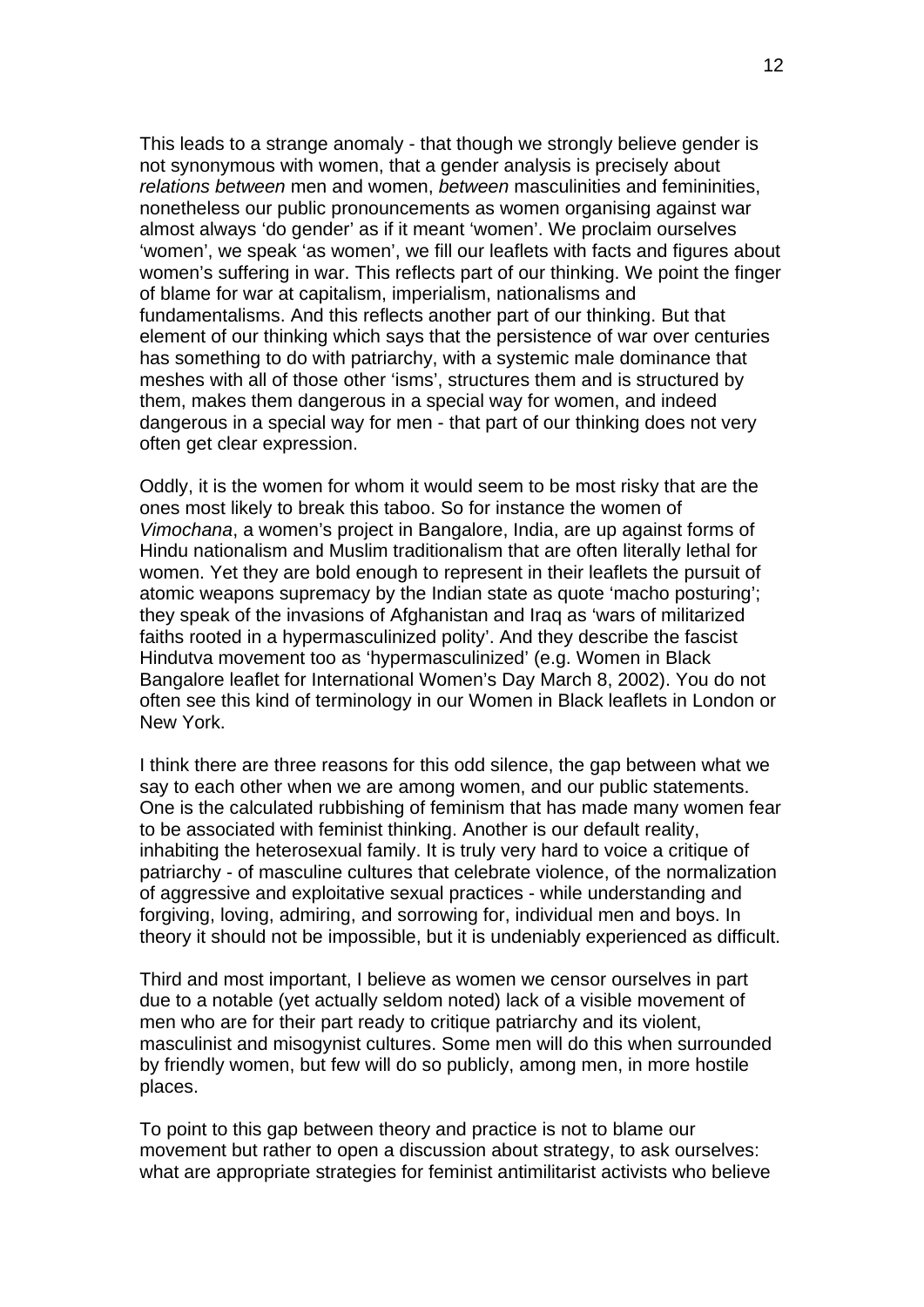This leads to a strange anomaly - that though we strongly believe gender is not synonymous with women, that a gender analysis is precisely about *relations between* men and women, *between* masculinities and femininities, nonetheless our public pronouncements as women organising against war almost always 'do gender' as if it meant 'women'. We proclaim ourselves 'women', we speak 'as women', we fill our leaflets with facts and figures about women's suffering in war. This reflects part of our thinking. We point the finger of blame for war at capitalism, imperialism, nationalisms and fundamentalisms. And this reflects another part of our thinking. But that element of our thinking which says that the persistence of war over centuries has something to do with patriarchy, with a systemic male dominance that meshes with all of those other 'isms', structures them and is structured by them, makes them dangerous in a special way for women, and indeed dangerous in a special way for men - that part of our thinking does not very often get clear expression.

Oddly, it is the women for whom it would seem to be most risky that are the ones most likely to break this taboo. So for instance the women of *Vimochana*, a women's project in Bangalore, India, are up against forms of Hindu nationalism and Muslim traditionalism that are often literally lethal for women. Yet they are bold enough to represent in their leaflets the pursuit of atomic weapons supremacy by the Indian state as quote 'macho posturing'; they speak of the invasions of Afghanistan and Iraq as 'wars of militarized faiths rooted in a hypermasculinized polity'. And they describe the fascist Hindutva movement too as 'hypermasculinized' (e.g. Women in Black Bangalore leaflet for International Women's Day March 8, 2002). You do not often see this kind of terminology in our Women in Black leaflets in London or New York.

I think there are three reasons for this odd silence, the gap between what we say to each other when we are among women, and our public statements. One is the calculated rubbishing of feminism that has made many women fear to be associated with feminist thinking. Another is our default reality, inhabiting the heterosexual family. It is truly very hard to voice a critique of patriarchy - of masculine cultures that celebrate violence, of the normalization of aggressive and exploitative sexual practices - while understanding and forgiving, loving, admiring, and sorrowing for, individual men and boys. In theory it should not be impossible, but it is undeniably experienced as difficult.

Third and most important, I believe as women we censor ourselves in part due to a notable (yet actually seldom noted) lack of a visible movement of men who are for their part ready to critique patriarchy and its violent, masculinist and misogynist cultures. Some men will do this when surrounded by friendly women, but few will do so publicly, among men, in more hostile places.

To point to this gap between theory and practice is not to blame our movement but rather to open a discussion about strategy, to ask ourselves: what are appropriate strategies for feminist antimilitarist activists who believe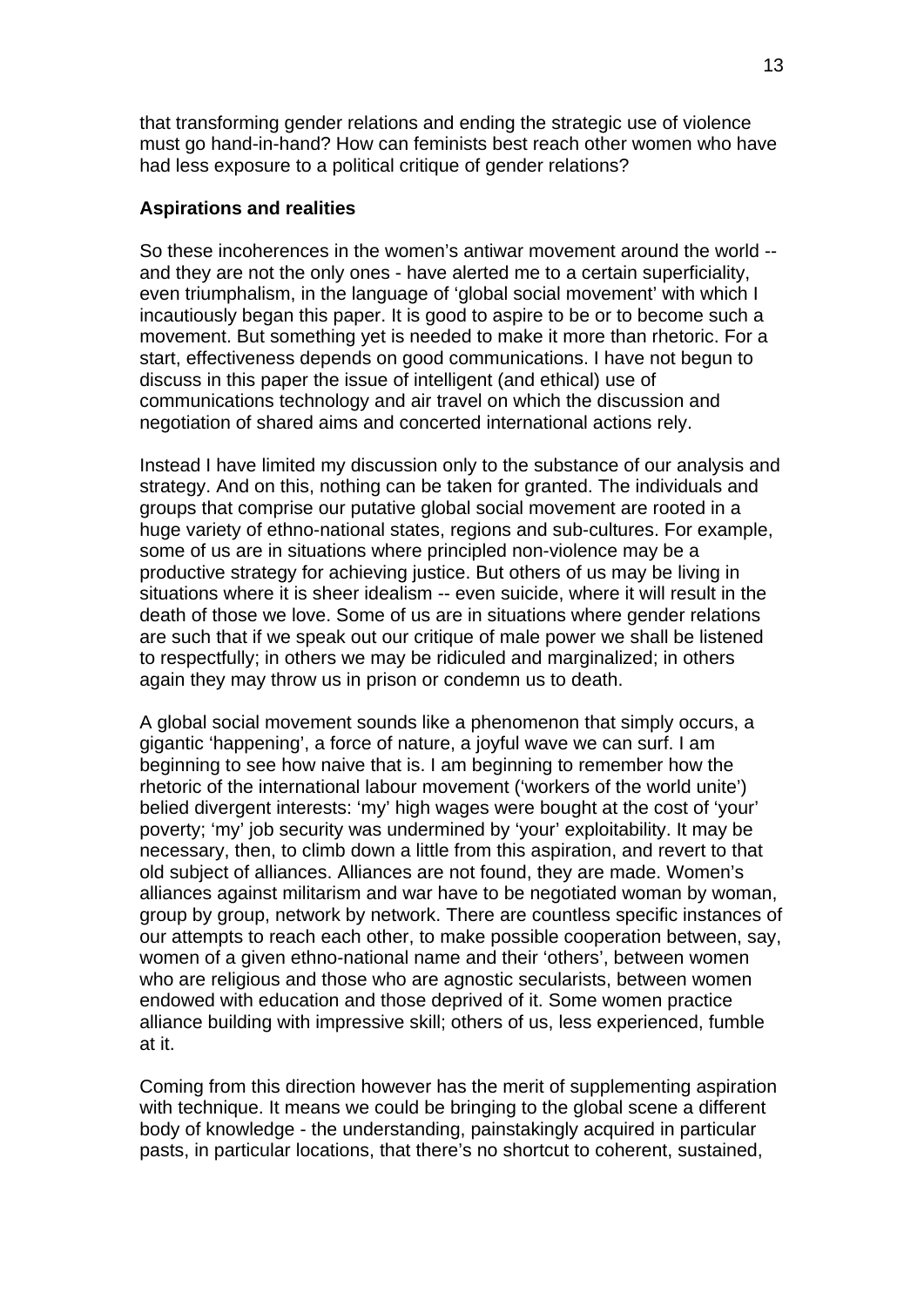that transforming gender relations and ending the strategic use of violence must go hand-in-hand? How can feminists best reach other women who have had less exposure to a political critique of gender relations?

**Aspirations and realities**

So these incoherences in the women's antiwar movement around the world -- and they are not the only ones - have alerted me to a certain superficiality, even triumphalism, in the language of 'global social movement' with which I incautiously began this paper. It is good to aspire to be or to become such a movement. But something yet is needed to make it more than rhetoric. For a start, effectiveness depends on good communications. I have not begun to discuss in this paper the issue of intelligent (and ethical) use of communications technology and air travel on which the discussion and negotiation of shared aims and concerted international actions rely.

Instead I have limited my discussion only to the substance of our analysis and strategy. And on this, nothing can be taken for granted. The individuals and groups that comprise our putative global social movement are rooted in a huge variety of ethno-national states, regions and sub-cultures. For example, some of us are in situations where principled non-violence may be a productive strategy for achieving justice. But others of us may be living in situations where it is sheer idealism -- even suicide, where it will result in the death of those we love. Some of us are in situations where gender relations are such that if we speak out our critique of male power we shall be listened to respectfully; in others we may be ridiculed and marginalized; in others again they may throw us in prison or condemn us to death.

A global social movement sounds like a phenomenon that simply occurs, a gigantic 'happening', a force of nature, a joyful wave we can surf. I am beginning to see how naive that is. I am beginning to remember how the rhetoric of the international labour movement ('workers of the world unite') belied divergent interests: 'my' high wages were bought at the cost of 'your' poverty; 'my' job security was undermined by 'your' exploitability. It may be necessary, then, to climb down a little from this aspiration, and revert to that old subject of alliances. Alliances are not found, they are made. Women's alliances against militarism and war have to be negotiated woman by woman, group by group, network by network. There are countless specific instances of our attempts to reach each other, to make possible cooperation between, say, women of a given ethno-national name and their 'others', between women who are religious and those who are agnostic secularists, between women endowed with education and those deprived of it. Some women practice alliance building with impressive skill; others of us, less experienced, fumble at it.

Coming from this direction however has the merit of supplementing aspiration with technique. It means we could be bringing to the global scene a different body of knowledge - the understanding, painstakingly acquired in particular pasts, in particular locations, that there's no shortcut to coherent, sustained,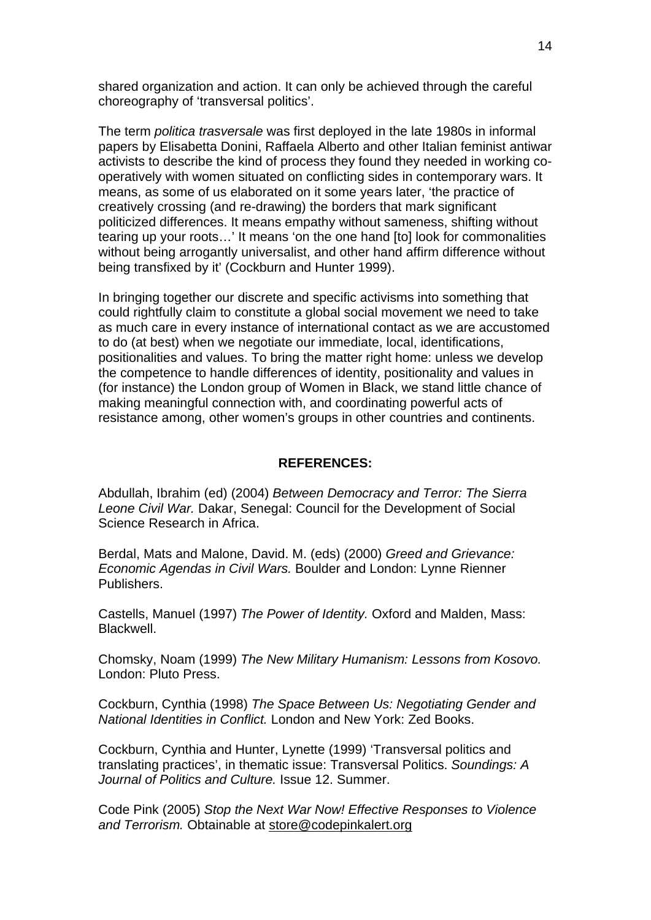shared organization and action. It can only be achieved through the careful choreography of 'transversal politics'.

The term *politica trasversale* was first deployed in the late 1980s in informal papers by Elisabetta Donini, Raffaela Alberto and other Italian feminist antiwar activists to describe the kind of process they found they needed in working co-operatively with women situated on conflicting sides in contemporary wars. It means, as some of us elaborated on it some years later, 'the practice of creatively crossing (and re-drawing) the borders that mark significant politicized differences. It means empathy without sameness, shifting without tearing up your roots…' It means 'on the one hand [to] look for commonalities without being arrogantly universalist, and other hand affirm difference without being transfixed by it' (Cockburn and Hunter 1999).

In bringing together our discrete and specific activisms into something that could rightfully claim to constitute a global social movement we need to take as much care in every instance of international contact as we are accustomed to do (at best) when we negotiate our immediate, local, identifications, positionalities and values. To bring the matter right home: unless we develop the competence to handle differences of identity, positionality and values in (for instance) the London group of Women in Black, we stand little chance of making meaningful connection with, and coordinating powerful acts of resistance among, other women's groups in other countries and continents.

## REFERENCES:

Abdullah, Ibrahim (ed) (2004) *Between Democracy and Terror: The Sierra Leone Civil War.* Dakar, Senegal: Council for the Development of Social Science Research in Africa.

Berdal, Mats and Malone, David. M. (eds) (2000) *Greed and Grievance: Economic Agendas in Civil Wars.* Boulder and London: Lynne Rienner Publishers.

Castells, Manuel (1997) *The Power of Identity.* Oxford and Malden, Mass: Blackwell.

Chomsky, Noam (1999) *The New Military Humanism: Lessons from Kosovo.* London: Pluto Press.

Cockburn, Cynthia (1998) *The Space Between Us: Negotiating Gender and National Identities in Conflict.* London and New York: Zed Books.

Cockburn, Cynthia and Hunter, Lynette (1999) 'Transversal politics and translating practices', in thematic issue: Transversal Politics. *Soundings: A Journal of Politics and Culture.* Issue 12. Summer.

Code Pink (2005) *Stop the Next War Now! Effective Responses to Violence and Terrorism.* Obtainable at store@codepinkalert.org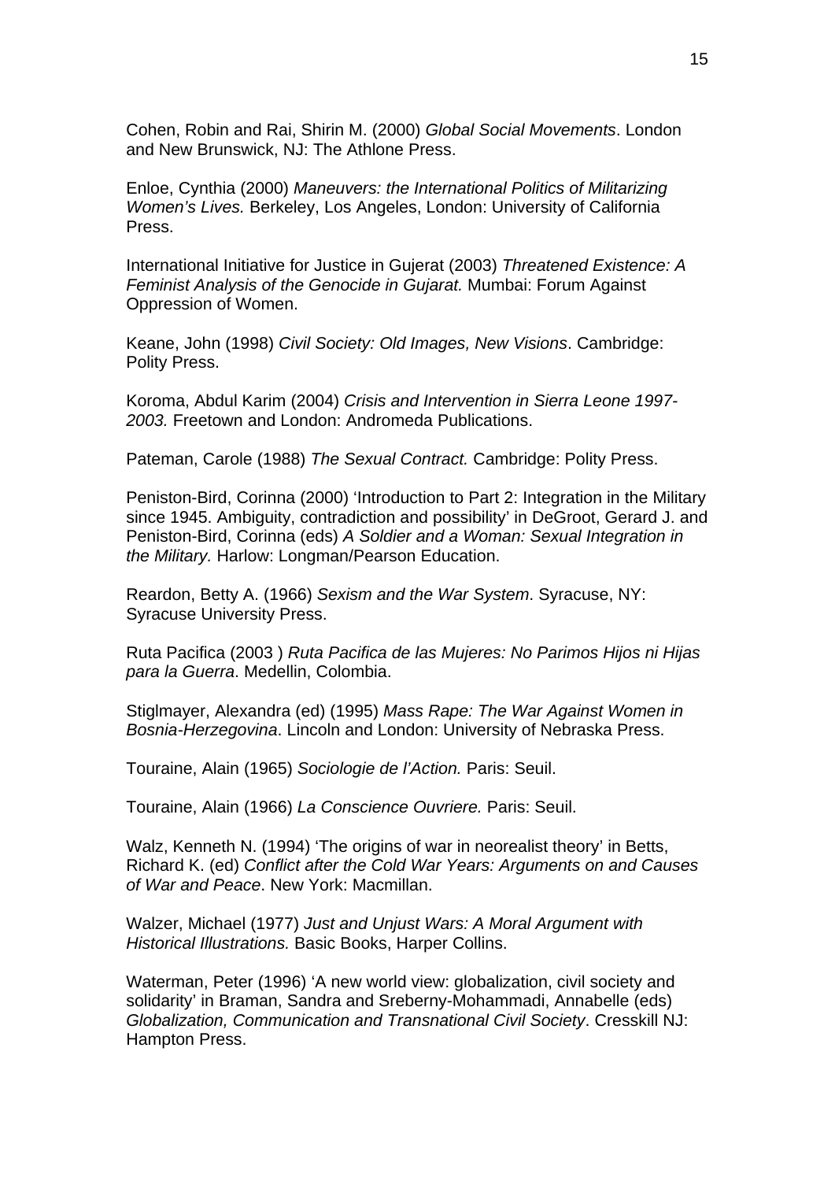Cohen, Robin and Rai, Shirin M. (2000) *Global Social Movements*. London and New Brunswick, NJ: The Athlone Press.

Enloe, Cynthia (2000) *Maneuvers: the International Politics of Militarizing Women's Lives.* Berkeley, Los Angeles, London: University of California Press.

International Initiative for Justice in Gujerat (2003) *Threatened Existence: A Feminist Analysis of the Genocide in Gujarat.* Mumbai: Forum Against Oppression of Women.

Keane, John (1998) *Civil Society: Old Images, New Visions*. Cambridge: Polity Press.

Koroma, Abdul Karim (2004) *Crisis and Intervention in Sierra Leone 1997-2003.* Freetown and London: Andromeda Publications.

Pateman, Carole (1988) *The Sexual Contract.* Cambridge: Polity Press.

Peniston-Bird, Corinna (2000) 'Introduction to Part 2: Integration in the Military since 1945. Ambiguity, contradiction and possibility' in DeGroot, Gerard J. and Peniston-Bird, Corinna (eds) *A Soldier and a Woman: Sexual Integration in the Military.* Harlow: Longman/Pearson Education.

Reardon, Betty A. (1966) *Sexism and the War System*. Syracuse, NY: Syracuse University Press.

Ruta Pacifica (2003 ) *Ruta Pacifica de las Mujeres: No Parimos Hijos ni Hijas para la Guerra*. Medellin, Colombia.

Stiglmayer, Alexandra (ed) (1995) *Mass Rape: The War Against Women in Bosnia-Herzegovina*. Lincoln and London: University of Nebraska Press.

Touraine, Alain (1965) *Sociologie de l'Action.* Paris: Seuil.

Touraine, Alain (1966) *La Conscience Ouvriere.* Paris: Seuil.

Walz, Kenneth N. (1994) 'The origins of war in neorealist theory' in Betts, Richard K. (ed) *Conflict after the Cold War Years: Arguments on and Causes of War and Peace*. New York: Macmillan.

Walzer, Michael (1977) *Just and Unjust Wars: A Moral Argument with Historical Illustrations.* Basic Books, Harper Collins.

Waterman, Peter (1996) 'A new world view: globalization, civil society and solidarity' in Braman, Sandra and Sreberny-Mohammadi, Annabelle (eds) *Globalization, Communication and Transnational Civil Society*. Cresskill NJ: Hampton Press.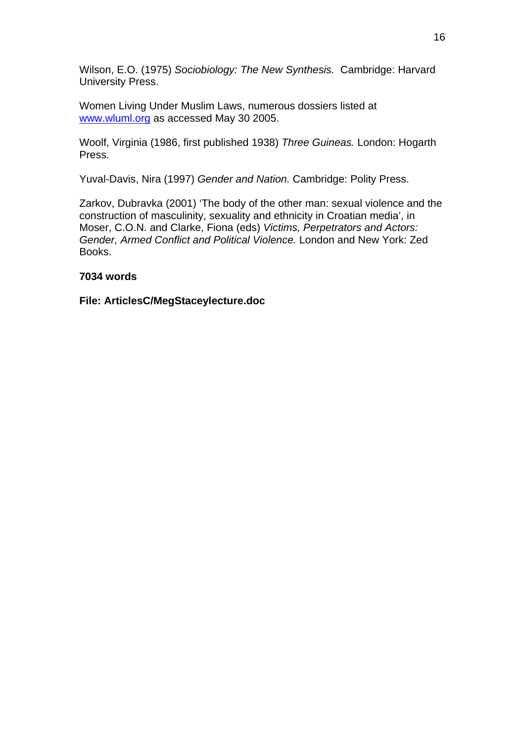Wilson, E.O. (1975) *Sociobiology: The New Synthesis.* Cambridge: Harvard University Press.

Women Living Under Muslim Laws, numerous dossiers listed at www.wluml.org as accessed May 30 2005.

Woolf, Virginia (1986, first published 1938) *Three Guineas.* London: Hogarth Press.

Yuval-Davis, Nira (1997) *Gender and Nation.* Cambridge: Polity Press.

Zarkov, Dubravka (2001) 'The body of the other man: sexual violence and the construction of masculinity, sexuality and ethnicity in Croatian media', in Moser, C.O.N. and Clarke, Fiona (eds) *Victims, Perpetrators and Actors: Gender, Armed Conflict and Political Violence.* London and New York: Zed Books.

**7034 words**

**File: ArticlesC/MegStaceylecture.doc**